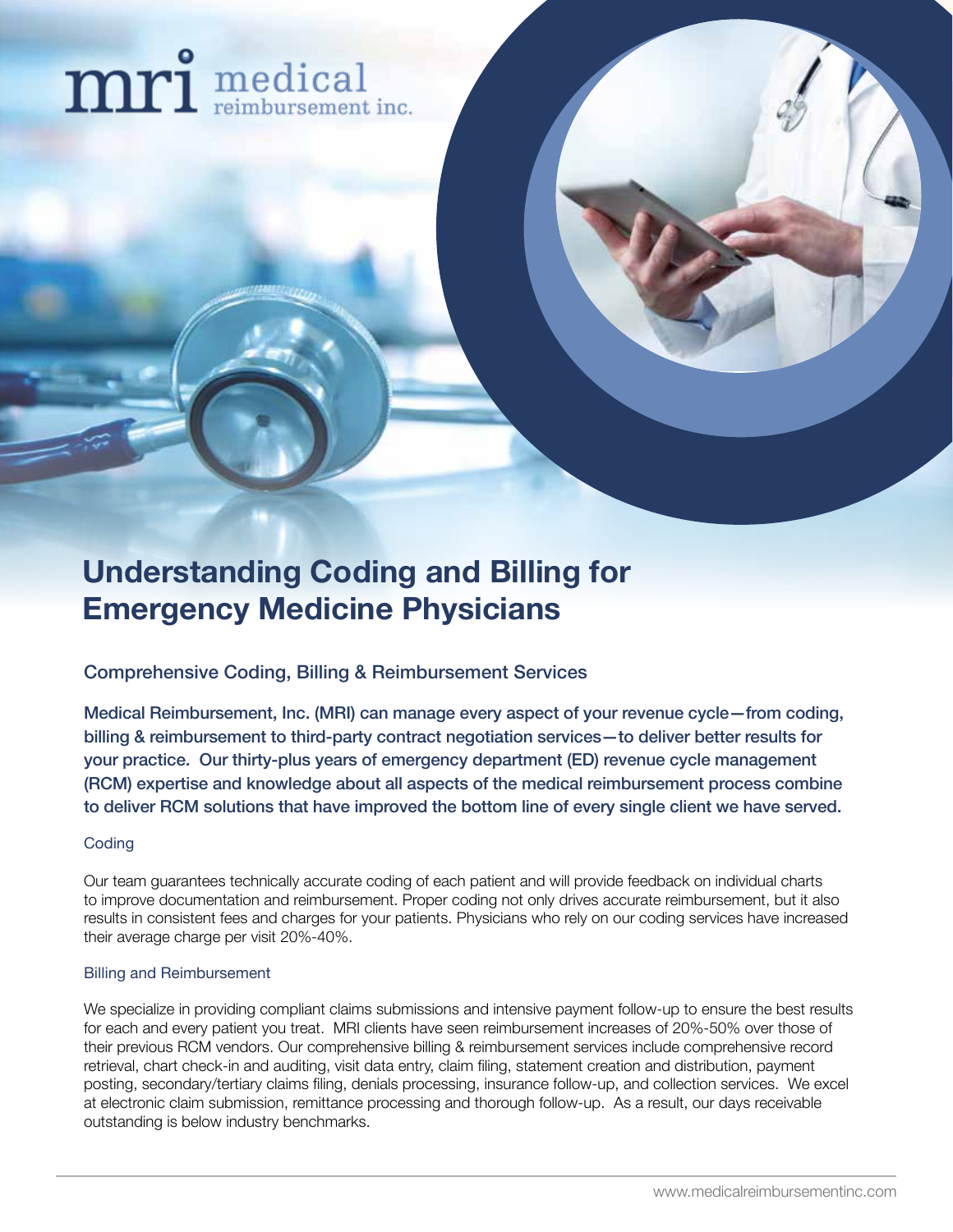mri medical reimbursement inc.

# Understanding Coding and Billing for Emergency Medicine Physicians

## Comprehensive Coding, Billing & Reimbursement Services

**Medical Reimbursement, Inc. (MRI) can manage every aspect of your revenue cycle—from coding, billing & reimbursement to third-party contract negotiation services—to deliver better results for your practice. Our thirty-plus years of emergency department (ED) revenue cycle management (RCM) expertise and knowledge about all aspects of the medical reimbursement process combine to deliver RCM solutions that have improved the bottom line of every single client we have served.**

### Coding

Our team guarantees technically accurate coding of each patient and will provide feedback on individual charts to improve documentation and reimbursement. Proper coding not only drives accurate reimbursement, but it also results in consistent fees and charges for your patients. Physicians who rely on our coding services have increased their average charge per visit 20%-40%.

### Billing and Reimbursement

We specialize in providing compliant claims submissions and intensive payment follow-up to ensure the best results for each and every patient you treat. MRI clients have seen reimbursement increases of 20%-50% over those of their previous RCM vendors. Our comprehensive billing & reimbursement services include comprehensive record retrieval, chart check-in and auditing, visit data entry, claim filing, statement creation and distribution, payment posting, secondary/tertiary claims filing, denials processing, insurance follow-up, and collection services. We excel at electronic claim submission, remittance processing and thorough follow-up. As a result, our days receivable outstanding is below industry benchmarks.

www.medicalreimbursementinc.com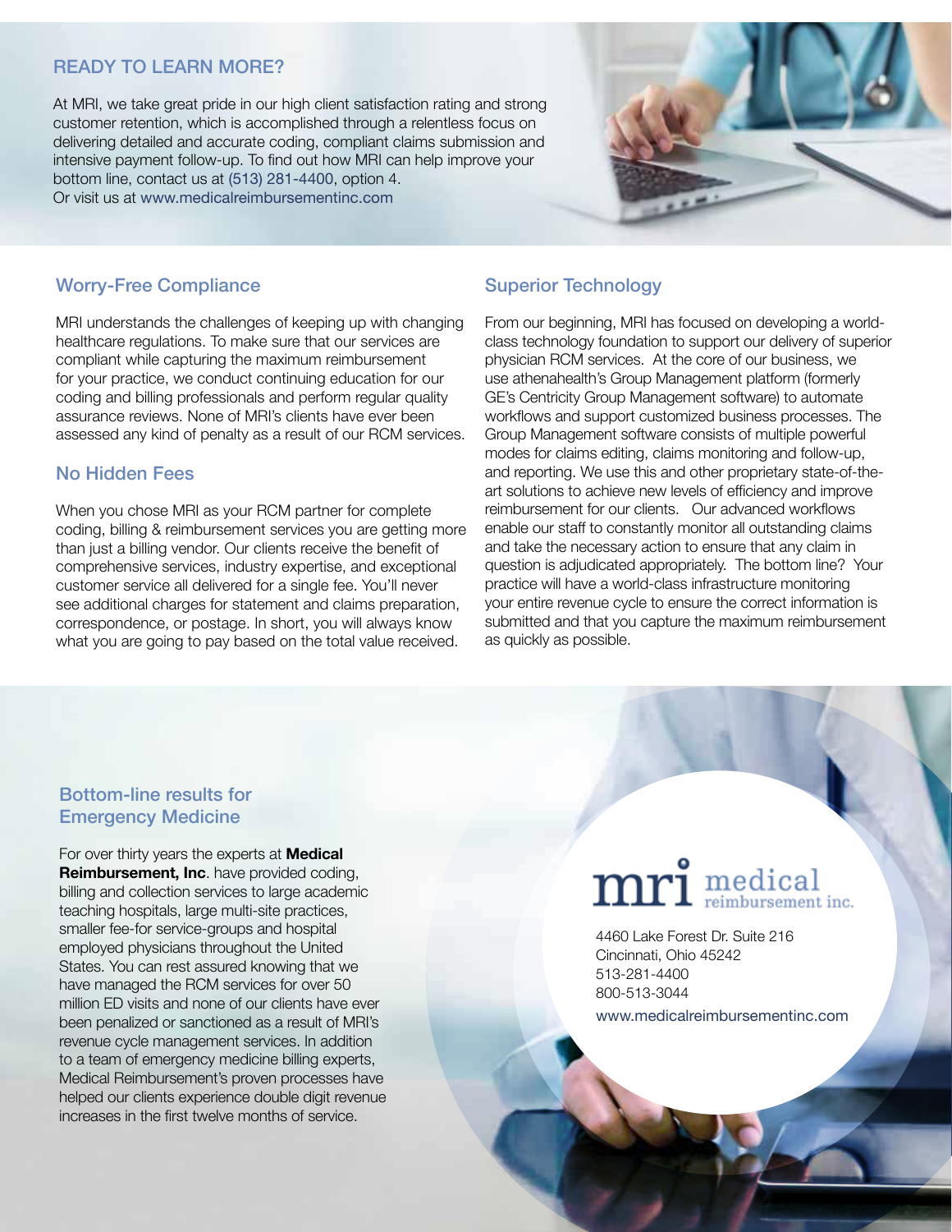## READY TO LEARN MORE?

At MRI, we take great pride in our high client satisfaction rating and strong customer retention, which is accomplished through a relentless focus on delivering detailed and accurate coding, compliant claims submission and intensive payment follow-up. To find out how MRI can help improve your bottom line, contact us at (513) 281-4400, option 4.
Or visit us at www.medicalreimbursementinc.com

### Worry-Free Compliance

MRI understands the challenges of keeping up with changing healthcare regulations. To make sure that our services are compliant while capturing the maximum reimbursement for your practice, we conduct continuing education for our coding and billing professionals and perform regular quality assurance reviews. None of MRI's clients have ever been assessed any kind of penalty as a result of our RCM services.

### No Hidden Fees

When you chose MRI as your RCM partner for complete coding, billing & reimbursement services you are getting more than just a billing vendor. Our clients receive the benefit of comprehensive services, industry expertise, and exceptional customer service all delivered for a single fee. You'll never see additional charges for statement and claims preparation, correspondence, or postage. In short, you will always know what you are going to pay based on the total value received.

### Superior Technology

From our beginning, MRI has focused on developing a world-class technology foundation to support our delivery of superior physician RCM services. At the core of our business, we use athenahealth's Group Management platform (formerly GE's Centricity Group Management software) to automate workflows and support customized business processes. The Group Management software consists of multiple powerful modes for claims editing, claims monitoring and follow-up, and reporting. We use this and other proprietary state-of-the-art solutions to achieve new levels of efficiency and improve reimbursement for our clients. Our advanced workflows enable our staff to constantly monitor all outstanding claims and take the necessary action to ensure that any claim in question is adjudicated appropriately. The bottom line? Your practice will have a world-class infrastructure monitoring your entire revenue cycle to ensure the correct information is submitted and that you capture the maximum reimbursement as quickly as possible.

### Bottom-line results for Emergency Medicine

For over thirty years the experts at **Medical Reimbursement, Inc**. have provided coding, billing and collection services to large academic teaching hospitals, large multi-site practices, smaller fee-for service-groups and hospital employed physicians throughout the United States. You can rest assured knowing that we have managed the RCM services for over 50 million ED visits and none of our clients have ever been penalized or sanctioned as a result of MRI's revenue cycle management services. In addition to a team of emergency medicine billing experts, Medical Reimbursement's proven processes have helped our clients experience double digit revenue increases in the first twelve months of service.

mri medical reimbursement inc.

4460 Lake Forest Dr. Suite 216
Cincinnati, Ohio 45242
513-281-4400
800-513-3044
www.medicalreimbursementinc.com